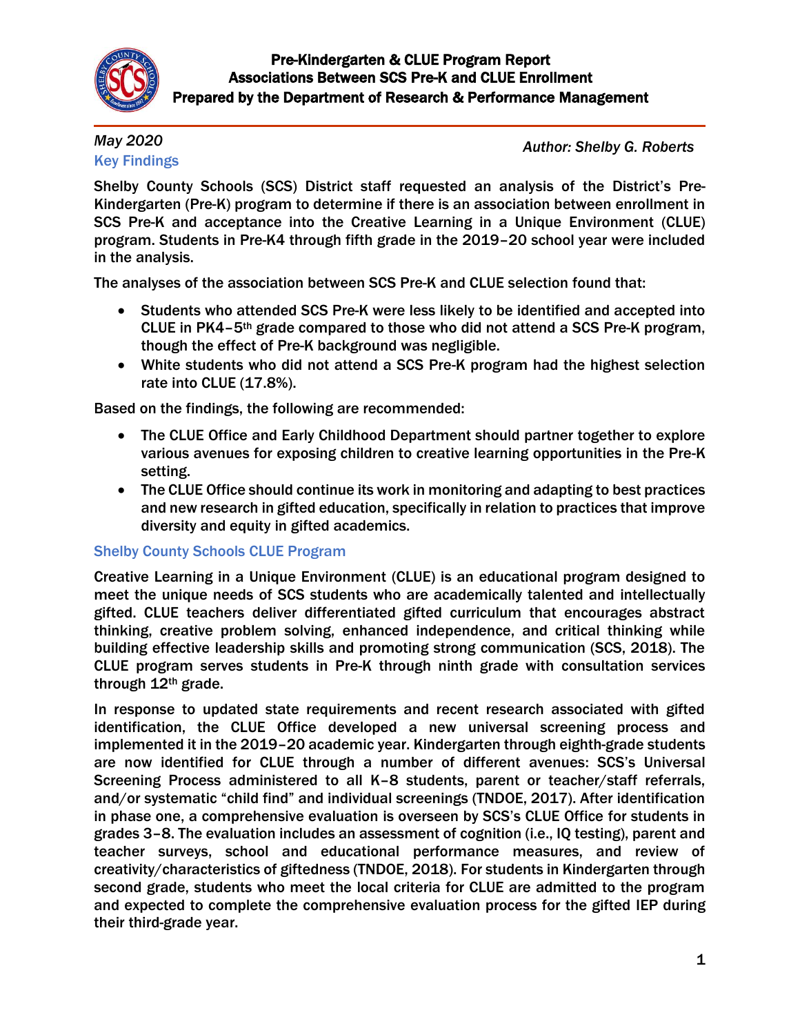# Pre-Kindergarten & CLUE Program Report
## Associations Between SCS Pre-K and CLUE Enrollment
### Prepared by the Department of Research & Performance Management

*May 2020*

*Author: Shelby G. Roberts*

## Key Findings

Shelby County Schools (SCS) District staff requested an analysis of the District's Pre-Kindergarten (Pre-K) program to determine if there is an association between enrollment in SCS Pre-K and acceptance into the Creative Learning in a Unique Environment (CLUE) program. Students in Pre-K4 through fifth grade in the 2019–20 school year were included in the analysis.

The analyses of the association between SCS Pre-K and CLUE selection found that:

- Students who attended SCS Pre-K were less likely to be identified and accepted into CLUE in PK4–5th grade compared to those who did not attend a SCS Pre-K program, though the effect of Pre-K background was negligible.
- White students who did not attend a SCS Pre-K program had the highest selection rate into CLUE (17.8%).

Based on the findings, the following are recommended:

- The CLUE Office and Early Childhood Department should partner together to explore various avenues for exposing children to creative learning opportunities in the Pre-K setting.
- The CLUE Office should continue its work in monitoring and adapting to best practices and new research in gifted education, specifically in relation to practices that improve diversity and equity in gifted academics.

## Shelby County Schools CLUE Program

Creative Learning in a Unique Environment (CLUE) is an educational program designed to meet the unique needs of SCS students who are academically talented and intellectually gifted. CLUE teachers deliver differentiated gifted curriculum that encourages abstract thinking, creative problem solving, enhanced independence, and critical thinking while building effective leadership skills and promoting strong communication (SCS, 2018). The CLUE program serves students in Pre-K through ninth grade with consultation services through 12th grade.

In response to updated state requirements and recent research associated with gifted identification, the CLUE Office developed a new universal screening process and implemented it in the 2019–20 academic year. Kindergarten through eighth-grade students are now identified for CLUE through a number of different avenues: SCS's Universal Screening Process administered to all K–8 students, parent or teacher/staff referrals, and/or systematic "child find" and individual screenings (TNDOE, 2017). After identification in phase one, a comprehensive evaluation is overseen by SCS's CLUE Office for students in grades 3–8. The evaluation includes an assessment of cognition (i.e., IQ testing), parent and teacher surveys, school and educational performance measures, and review of creativity/characteristics of giftedness (TNDOE, 2018). For students in Kindergarten through second grade, students who meet the local criteria for CLUE are admitted to the program and expected to complete the comprehensive evaluation process for the gifted IEP during their third-grade year.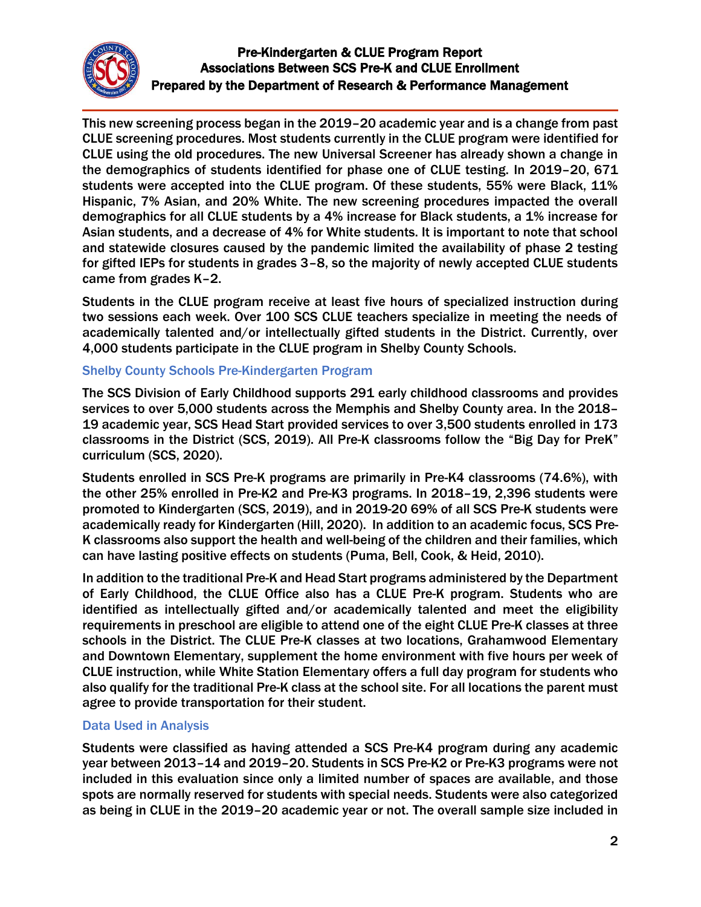This new screening process began in the 2019–20 academic year and is a change from past CLUE screening procedures. Most students currently in the CLUE program were identified for CLUE using the old procedures. The new Universal Screener has already shown a change in the demographics of students identified for phase one of CLUE testing. In 2019–20, 671 students were accepted into the CLUE program. Of these students, 55% were Black, 11% Hispanic, 7% Asian, and 20% White. The new screening procedures impacted the overall demographics for all CLUE students by a 4% increase for Black students, a 1% increase for Asian students, and a decrease of 4% for White students. It is important to note that school and statewide closures caused by the pandemic limited the availability of phase 2 testing for gifted IEPs for students in grades 3–8, so the majority of newly accepted CLUE students came from grades K–2.

Students in the CLUE program receive at least five hours of specialized instruction during two sessions each week. Over 100 SCS CLUE teachers specialize in meeting the needs of academically talented and/or intellectually gifted students in the District. Currently, over 4,000 students participate in the CLUE program in Shelby County Schools.

### Shelby County Schools Pre-Kindergarten Program

The SCS Division of Early Childhood supports 291 early childhood classrooms and provides services to over 5,000 students across the Memphis and Shelby County area. In the 2018–19 academic year, SCS Head Start provided services to over 3,500 students enrolled in 173 classrooms in the District (SCS, 2019). All Pre-K classrooms follow the "Big Day for PreK" curriculum (SCS, 2020).

Students enrolled in SCS Pre-K programs are primarily in Pre-K4 classrooms (74.6%), with the other 25% enrolled in Pre-K2 and Pre-K3 programs. In 2018–19, 2,396 students were promoted to Kindergarten (SCS, 2019), and in 2019-20 69% of all SCS Pre-K students were academically ready for Kindergarten (Hill, 2020). In addition to an academic focus, SCS Pre-K classrooms also support the health and well-being of the children and their families, which can have lasting positive effects on students (Puma, Bell, Cook, & Heid, 2010).

In addition to the traditional Pre-K and Head Start programs administered by the Department of Early Childhood, the CLUE Office also has a CLUE Pre-K program. Students who are identified as intellectually gifted and/or academically talented and meet the eligibility requirements in preschool are eligible to attend one of the eight CLUE Pre-K classes at three schools in the District. The CLUE Pre-K classes at two locations, Grahamwood Elementary and Downtown Elementary, supplement the home environment with five hours per week of CLUE instruction, while White Station Elementary offers a full day program for students who also qualify for the traditional Pre-K class at the school site. For all locations the parent must agree to provide transportation for their student.

### Data Used in Analysis

Students were classified as having attended a SCS Pre-K4 program during any academic year between 2013–14 and 2019–20. Students in SCS Pre-K2 or Pre-K3 programs were not included in this evaluation since only a limited number of spaces are available, and those spots are normally reserved for students with special needs. Students were also categorized as being in CLUE in the 2019–20 academic year or not. The overall sample size included in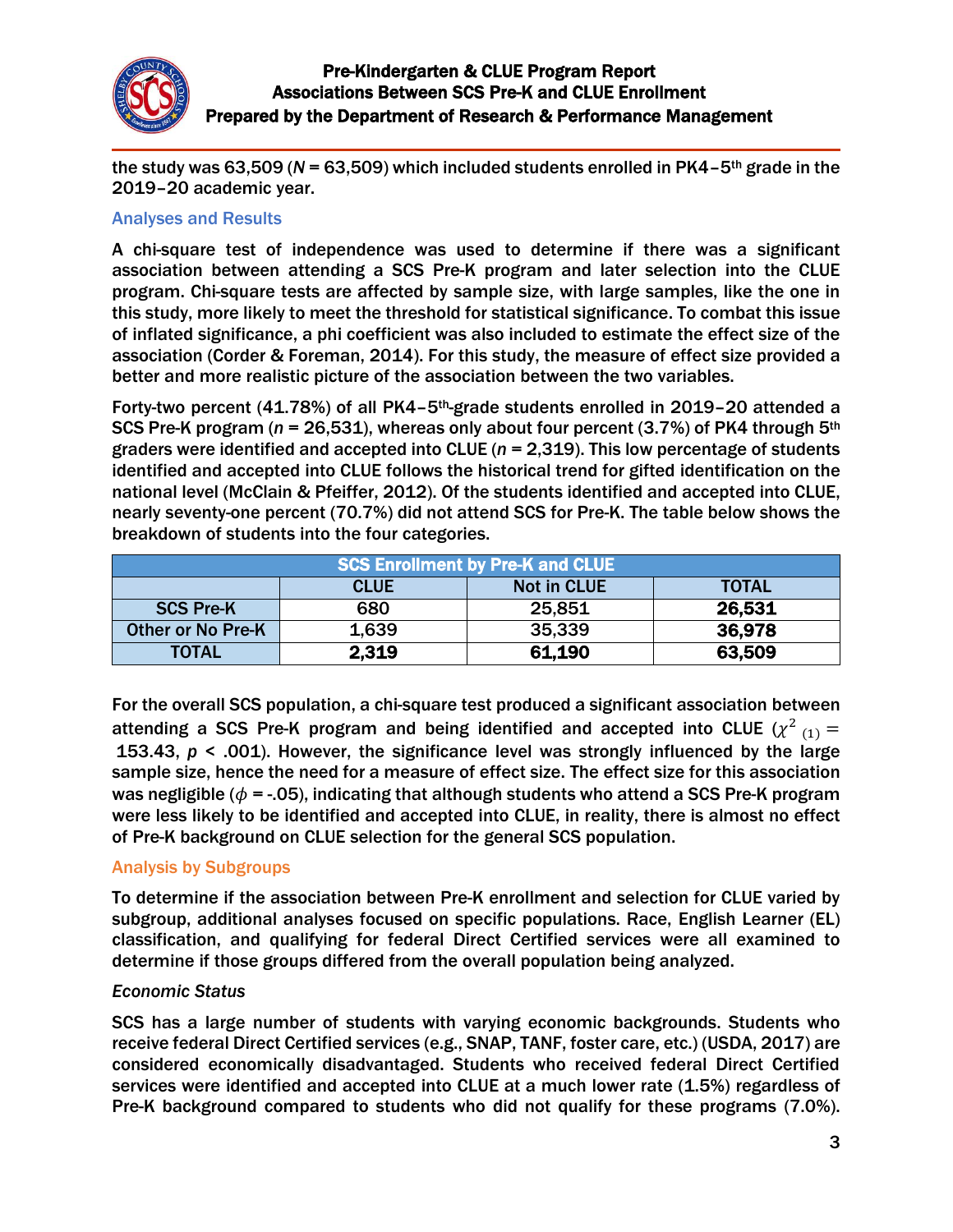the study was 63,509 (*N* = 63,509) which included students enrolled in PK4–5th grade in the 2019–20 academic year.

## Analyses and Results

A chi-square test of independence was used to determine if there was a significant association between attending a SCS Pre-K program and later selection into the CLUE program. Chi-square tests are affected by sample size, with large samples, like the one in this study, more likely to meet the threshold for statistical significance. To combat this issue of inflated significance, a phi coefficient was also included to estimate the effect size of the association (Corder & Foreman, 2014). For this study, the measure of effect size provided a better and more realistic picture of the association between the two variables.

Forty-two percent (41.78%) of all PK4–5th-grade students enrolled in 2019–20 attended a SCS Pre-K program (*n* = 26,531), whereas only about four percent (3.7%) of PK4 through 5th graders were identified and accepted into CLUE (*n* = 2,319). This low percentage of students identified and accepted into CLUE follows the historical trend for gifted identification on the national level (McClain & Pfeiffer, 2012). Of the students identified and accepted into CLUE, nearly seventy-one percent (70.7%) did not attend SCS for Pre-K. The table below shows the breakdown of students into the four categories.

| SCS Enrollment by Pre-K and CLUE | | | |
|---|---|---|---|
| | CLUE | Not in CLUE | TOTAL |
| SCS Pre-K | 680 | 25,851 | **26,531** |
| Other or No Pre-K | 1,639 | 35,339 | **36,978** |
| TOTAL | **2,319** | **61,190** | **63,509** |

For the overall SCS population, a chi-square test produced a significant association between attending a SCS Pre-K program and being identified and accepted into CLUE ($\chi^2_{(1)} =$ 153.43, $p < .001$). However, the significance level was strongly influenced by the large sample size, hence the need for a measure of effect size. The effect size for this association was negligible ($\phi = -.05$), indicating that although students who attend a SCS Pre-K program were less likely to be identified and accepted into CLUE, in reality, there is almost no effect of Pre-K background on CLUE selection for the general SCS population.

## Analysis by Subgroups

To determine if the association between Pre-K enrollment and selection for CLUE varied by subgroup, additional analyses focused on specific populations. Race, English Learner (EL) classification, and qualifying for federal Direct Certified services were all examined to determine if those groups differed from the overall population being analyzed.

### *Economic Status*

SCS has a large number of students with varying economic backgrounds. Students who receive federal Direct Certified services (e.g., SNAP, TANF, foster care, etc.) (USDA, 2017) are considered economically disadvantaged. Students who received federal Direct Certified services were identified and accepted into CLUE at a much lower rate (1.5%) regardless of Pre-K background compared to students who did not qualify for these programs (7.0%).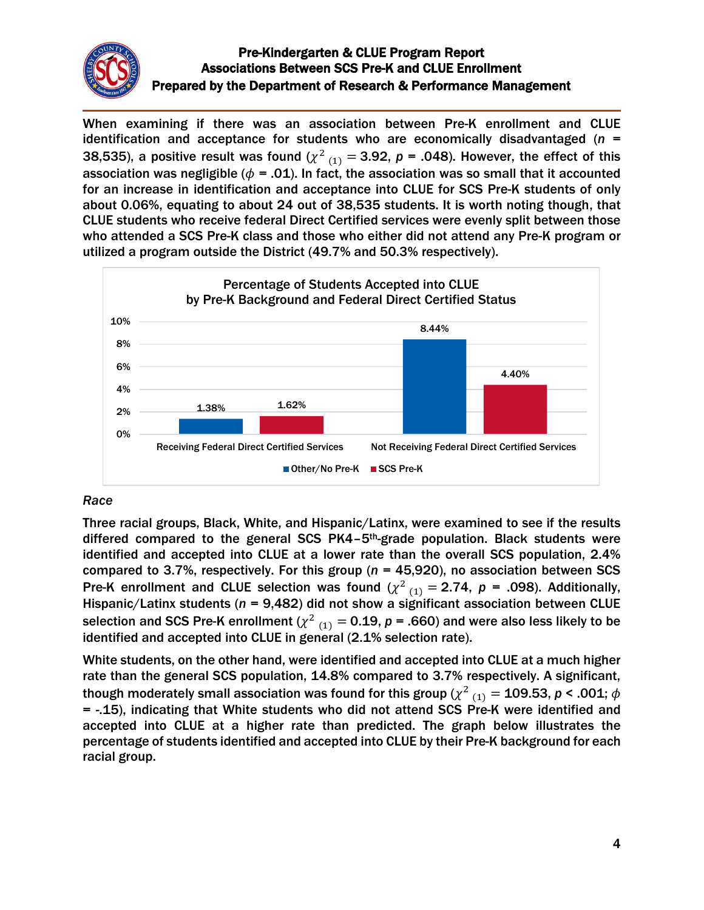When examining if there was an association between Pre-K enrollment and CLUE identification and acceptance for students who are economically disadvantaged (*n* = 38,535), a positive result was found ($\chi^2_{(1)} = 3.92$, $p = .048$). However, the effect of this association was negligible ($\phi = .01$). In fact, the association was so small that it accounted for an increase in identification and acceptance into CLUE for SCS Pre-K students of only about 0.06%, equating to about 24 out of 38,535 students. It is worth noting though, that CLUE students who receive federal Direct Certified services were evenly split between those who attended a SCS Pre-K class and those who either did not attend any Pre-K program or utilized a program outside the District (49.7% and 50.3% respectively).

**Percentage of Students Accepted into CLUE by Pre-K Background and Federal Direct Certified Status**

| | Other/No Pre-K | SCS Pre-K |
|---|---|---|
| Receiving Federal Direct Certified Services | 1.38% | 1.62% |
| Not Receiving Federal Direct Certified Services | 8.44% | 4.40% |

*Race*

Three racial groups, Black, White, and Hispanic/Latinx, were examined to see if the results differed compared to the general SCS PK4–5th-grade population. Black students were identified and accepted into CLUE at a lower rate than the overall SCS population, 2.4% compared to 3.7%, respectively. For this group (*n* = 45,920), no association between SCS Pre-K enrollment and CLUE selection was found ($\chi^2_{(1)} = 2.74$, $p = .098$). Additionally, Hispanic/Latinx students (*n* = 9,482) did not show a significant association between CLUE selection and SCS Pre-K enrollment ($\chi^2_{(1)} = 0.19$, $p = .660$) and were also less likely to be identified and accepted into CLUE in general (2.1% selection rate).

White students, on the other hand, were identified and accepted into CLUE at a much higher rate than the general SCS population, 14.8% compared to 3.7% respectively. A significant, though moderately small association was found for this group ($\chi^2_{(1)} = 109.53$, $p < .001$; $\phi = -.15$), indicating that White students who did not attend SCS Pre-K were identified and accepted into CLUE at a higher rate than predicted. The graph below illustrates the percentage of students identified and accepted into CLUE by their Pre-K background for each racial group.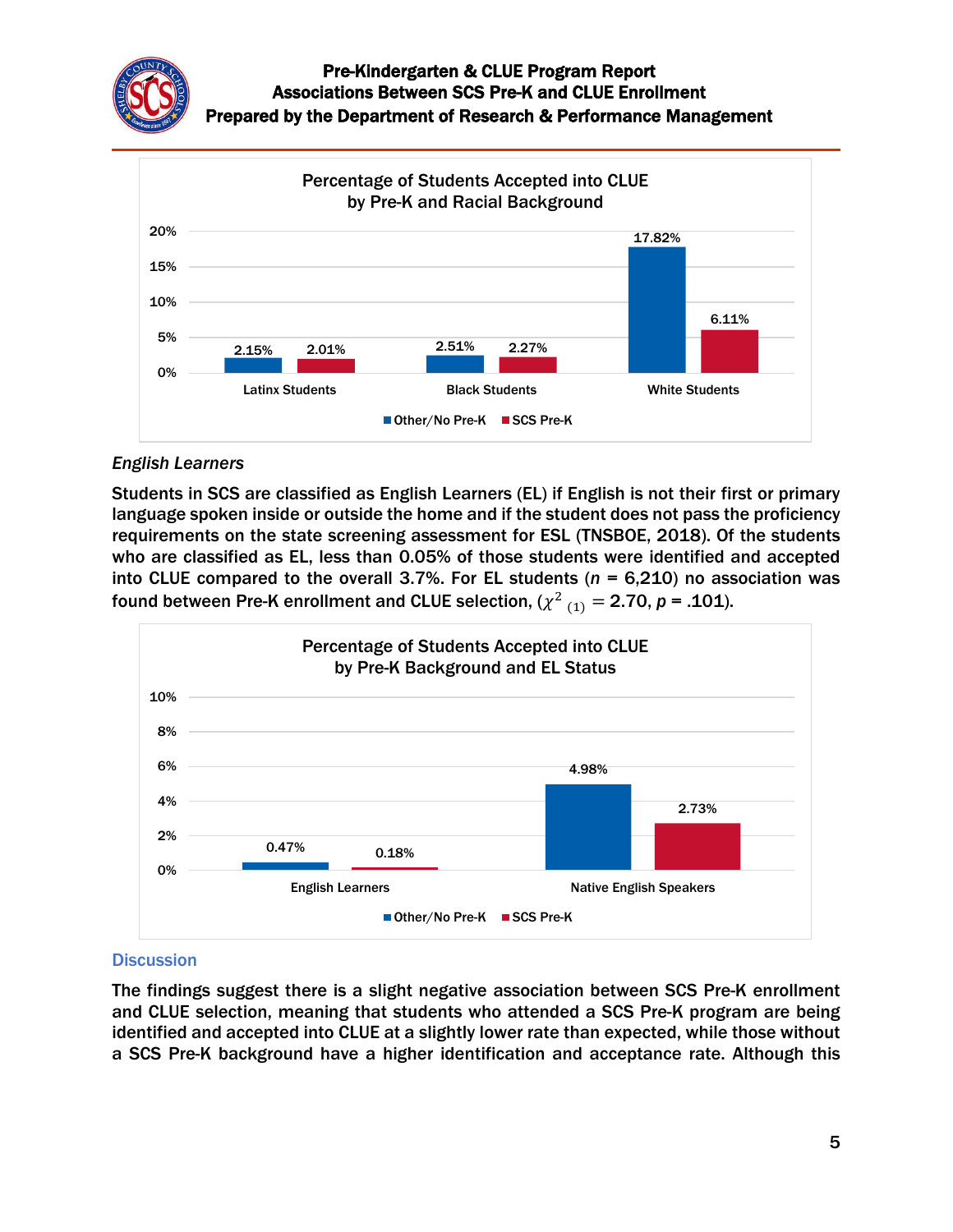**Percentage of Students Accepted into CLUE by Pre-K and Racial Background**

| | Other/No Pre-K | SCS Pre-K |
|---|---|---|
| Latinx Students | 2.15% | 2.01% |
| Black Students | 2.51% | 2.27% |
| White Students | 17.82% | 6.11% |

*English Learners*

Students in SCS are classified as English Learners (EL) if English is not their first or primary language spoken inside or outside the home and if the student does not pass the proficiency requirements on the state screening assessment for ESL (TNSBOE, 2018). Of the students who are classified as EL, less than 0.05% of those students were identified and accepted into CLUE compared to the overall 3.7%. For EL students ($n$ = 6,210) no association was found between Pre-K enrollment and CLUE selection, ($\chi^2_{(1)} = 2.70$, $p$ = .101).

**Percentage of Students Accepted into CLUE by Pre-K Background and EL Status**

| | Other/No Pre-K | SCS Pre-K |
|---|---|---|
| English Learners | 0.47% | 0.18% |
| Native English Speakers | 4.98% | 2.73% |

## Discussion

The findings suggest there is a slight negative association between SCS Pre-K enrollment and CLUE selection, meaning that students who attended a SCS Pre-K program are being identified and accepted into CLUE at a slightly lower rate than expected, while those without a SCS Pre-K background have a higher identification and acceptance rate. Although this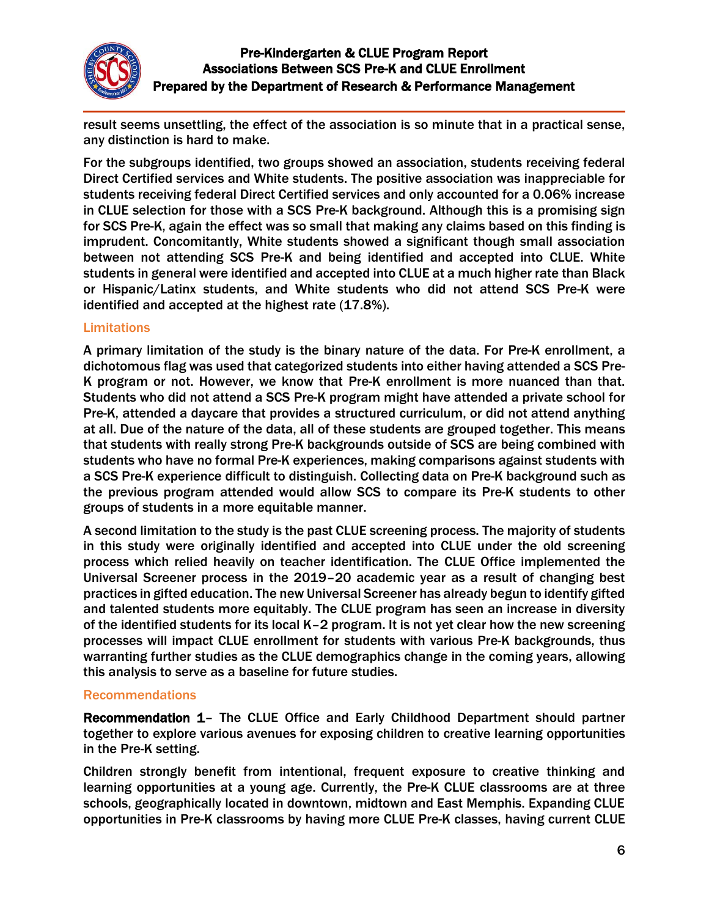result seems unsettling, the effect of the association is so minute that in a practical sense, any distinction is hard to make.

For the subgroups identified, two groups showed an association, students receiving federal Direct Certified services and White students. The positive association was inappreciable for students receiving federal Direct Certified services and only accounted for a 0.06% increase in CLUE selection for those with a SCS Pre-K background. Although this is a promising sign for SCS Pre-K, again the effect was so small that making any claims based on this finding is imprudent. Concomitantly, White students showed a significant though small association between not attending SCS Pre-K and being identified and accepted into CLUE. White students in general were identified and accepted into CLUE at a much higher rate than Black or Hispanic/Latinx students, and White students who did not attend SCS Pre-K were identified and accepted at the highest rate (17.8%).

### Limitations

A primary limitation of the study is the binary nature of the data. For Pre-K enrollment, a dichotomous flag was used that categorized students into either having attended a SCS Pre-K program or not. However, we know that Pre-K enrollment is more nuanced than that. Students who did not attend a SCS Pre-K program might have attended a private school for Pre-K, attended a daycare that provides a structured curriculum, or did not attend anything at all. Due of the nature of the data, all of these students are grouped together. This means that students with really strong Pre-K backgrounds outside of SCS are being combined with students who have no formal Pre-K experiences, making comparisons against students with a SCS Pre-K experience difficult to distinguish. Collecting data on Pre-K background such as the previous program attended would allow SCS to compare its Pre-K students to other groups of students in a more equitable manner.

A second limitation to the study is the past CLUE screening process. The majority of students in this study were originally identified and accepted into CLUE under the old screening process which relied heavily on teacher identification. The CLUE Office implemented the Universal Screener process in the 2019–20 academic year as a result of changing best practices in gifted education. The new Universal Screener has already begun to identify gifted and talented students more equitably. The CLUE program has seen an increase in diversity of the identified students for its local K–2 program. It is not yet clear how the new screening processes will impact CLUE enrollment for students with various Pre-K backgrounds, thus warranting further studies as the CLUE demographics change in the coming years, allowing this analysis to serve as a baseline for future studies.

### Recommendations

**Recommendation 1**– The CLUE Office and Early Childhood Department should partner together to explore various avenues for exposing children to creative learning opportunities in the Pre-K setting.

Children strongly benefit from intentional, frequent exposure to creative thinking and learning opportunities at a young age. Currently, the Pre-K CLUE classrooms are at three schools, geographically located in downtown, midtown and East Memphis. Expanding CLUE opportunities in Pre-K classrooms by having more CLUE Pre-K classes, having current CLUE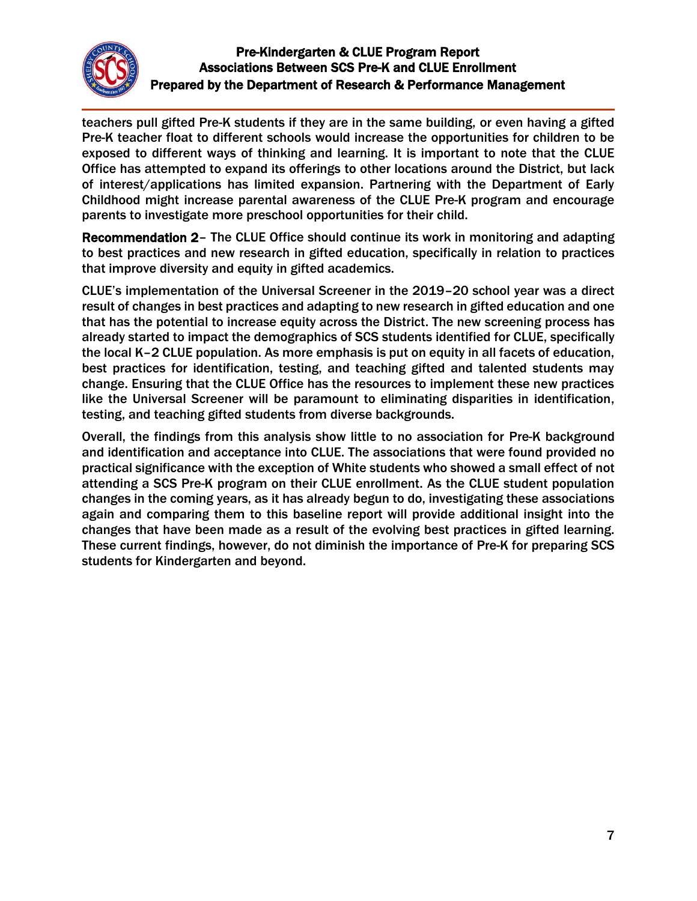teachers pull gifted Pre-K students if they are in the same building, or even having a gifted Pre-K teacher float to different schools would increase the opportunities for children to be exposed to different ways of thinking and learning. It is important to note that the CLUE Office has attempted to expand its offerings to other locations around the District, but lack of interest/applications has limited expansion. Partnering with the Department of Early Childhood might increase parental awareness of the CLUE Pre-K program and encourage parents to investigate more preschool opportunities for their child.

**Recommendation 2**– The CLUE Office should continue its work in monitoring and adapting to best practices and new research in gifted education, specifically in relation to practices that improve diversity and equity in gifted academics.

CLUE's implementation of the Universal Screener in the 2019–20 school year was a direct result of changes in best practices and adapting to new research in gifted education and one that has the potential to increase equity across the District. The new screening process has already started to impact the demographics of SCS students identified for CLUE, specifically the local K–2 CLUE population. As more emphasis is put on equity in all facets of education, best practices for identification, testing, and teaching gifted and talented students may change. Ensuring that the CLUE Office has the resources to implement these new practices like the Universal Screener will be paramount to eliminating disparities in identification, testing, and teaching gifted students from diverse backgrounds.

Overall, the findings from this analysis show little to no association for Pre-K background and identification and acceptance into CLUE. The associations that were found provided no practical significance with the exception of White students who showed a small effect of not attending a SCS Pre-K program on their CLUE enrollment. As the CLUE student population changes in the coming years, as it has already begun to do, investigating these associations again and comparing them to this baseline report will provide additional insight into the changes that have been made as a result of the evolving best practices in gifted learning. These current findings, however, do not diminish the importance of Pre-K for preparing SCS students for Kindergarten and beyond.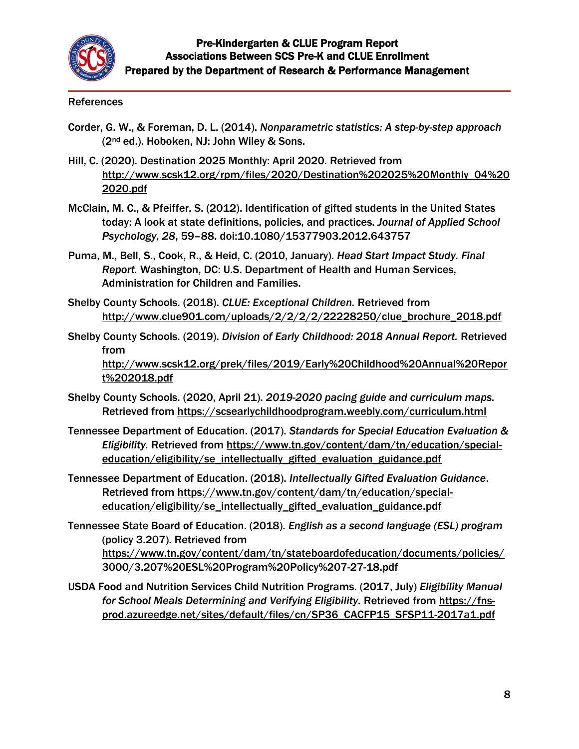## References

Corder, G. W., & Foreman, D. L. (2014). *Nonparametric statistics: A step-by-step approach* (2nd ed.). Hoboken, NJ: John Wiley & Sons.

Hill, C. (2020). Destination 2025 Monthly: April 2020. Retrieved from http://www.scsk12.org/rpm/files/2020/Destination%202025%20Monthly_04%202020.pdf

McClain, M. C., & Pfeiffer, S. (2012). Identification of gifted students in the United States today: A look at state definitions, policies, and practices. *Journal of Applied School Psychology, 28*, 59–88. doi:10.1080/15377903.2012.643757

Puma, M., Bell, S., Cook, R., & Heid, C. (2010, January). *Head Start Impact Study. Final Report.* Washington, DC: U.S. Department of Health and Human Services, Administration for Children and Families.

Shelby County Schools. (2018). *CLUE: Exceptional Children.* Retrieved from http://www.clue901.com/uploads/2/2/2/2/22228250/clue_brochure_2018.pdf

Shelby County Schools. (2019). *Division of Early Childhood: 2018 Annual Report.* Retrieved from http://www.scsk12.org/prek/files/2019/Early%20Childhood%20Annual%20Report%202018.pdf

Shelby County Schools. (2020, April 21). *2019-2020 pacing guide and curriculum maps.* Retrieved from https://scsearlychildhoodprogram.weebly.com/curriculum.html

Tennessee Department of Education. (2017). *Standards for Special Education Evaluation & Eligibility.* Retrieved from https://www.tn.gov/content/dam/tn/education/special-education/eligibility/se_intellectually_gifted_evaluation_guidance.pdf

Tennessee Department of Education. (2018). *Intellectually Gifted Evaluation Guidance*. Retrieved from https://www.tn.gov/content/dam/tn/education/special-education/eligibility/se_intellectually_gifted_evaluation_guidance.pdf

Tennessee State Board of Education. (2018). *English as a second language (ESL) program* (policy 3.207). Retrieved from https://www.tn.gov/content/dam/tn/stateboardofeducation/documents/policies/3000/3.207%20ESL%20Program%20Policy%207-27-18.pdf

USDA Food and Nutrition Services Child Nutrition Programs. (2017, July) *Eligibility Manual for School Meals Determining and Verifying Eligibility.* Retrieved from https://fns-prod.azureedge.net/sites/default/files/cn/SP36_CACFP15_SFSP11-2017a1.pdf